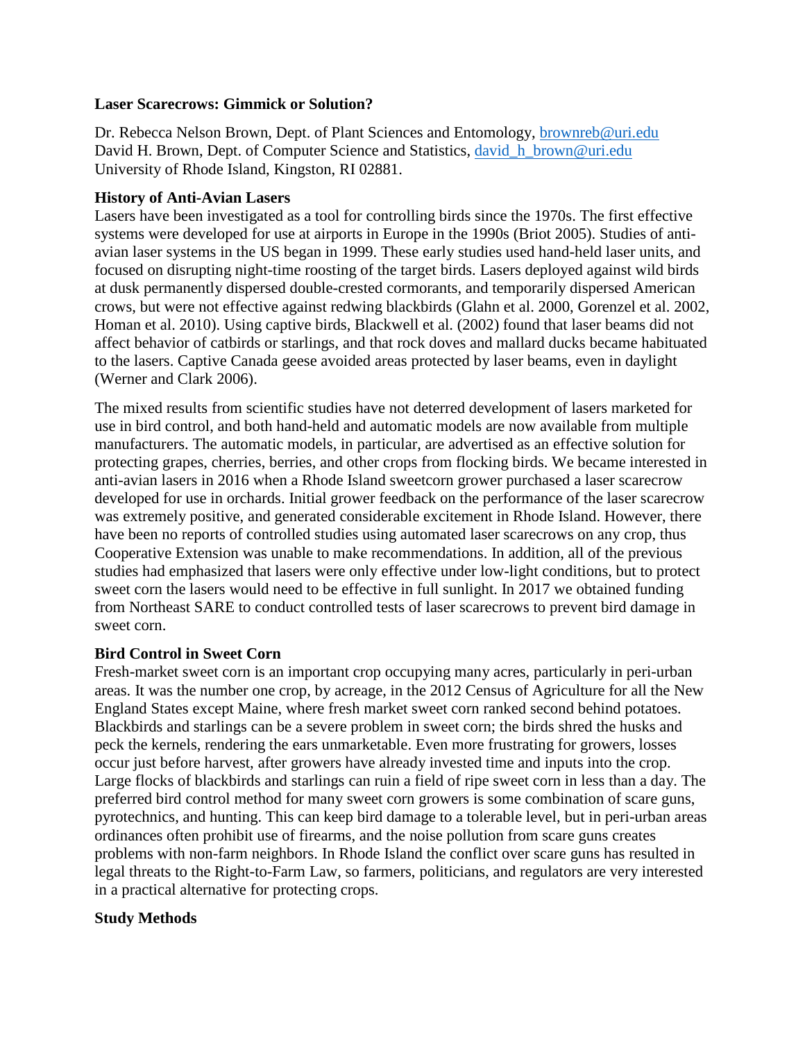# Laser Scarecrows: Gimmick or Solution?

Dr. Rebecca Nelson Brown, Dept. of Plant Sciences and Entomology, brownreb@uri.edu
David H. Brown, Dept. of Computer Science and Statistics, david_h_brown@uri.edu
University of Rhode Island, Kingston, RI 02881.

## History of Anti-Avian Lasers

Lasers have been investigated as a tool for controlling birds since the 1970s. The first effective systems were developed for use at airports in Europe in the 1990s (Briot 2005). Studies of anti-avian laser systems in the US began in 1999. These early studies used hand-held laser units, and focused on disrupting night-time roosting of the target birds. Lasers deployed against wild birds at dusk permanently dispersed double-crested cormorants, and temporarily dispersed American crows, but were not effective against redwing blackbirds (Glahn et al. 2000, Gorenzel et al. 2002, Homan et al. 2010). Using captive birds, Blackwell et al. (2002) found that laser beams did not affect behavior of catbirds or starlings, and that rock doves and mallard ducks became habituated to the lasers. Captive Canada geese avoided areas protected by laser beams, even in daylight (Werner and Clark 2006).

The mixed results from scientific studies have not deterred development of lasers marketed for use in bird control, and both hand-held and automatic models are now available from multiple manufacturers. The automatic models, in particular, are advertised as an effective solution for protecting grapes, cherries, berries, and other crops from flocking birds. We became interested in anti-avian lasers in 2016 when a Rhode Island sweetcorn grower purchased a laser scarecrow developed for use in orchards. Initial grower feedback on the performance of the laser scarecrow was extremely positive, and generated considerable excitement in Rhode Island. However, there have been no reports of controlled studies using automated laser scarecrows on any crop, thus Cooperative Extension was unable to make recommendations. In addition, all of the previous studies had emphasized that lasers were only effective under low-light conditions, but to protect sweet corn the lasers would need to be effective in full sunlight. In 2017 we obtained funding from Northeast SARE to conduct controlled tests of laser scarecrows to prevent bird damage in sweet corn.

## Bird Control in Sweet Corn

Fresh-market sweet corn is an important crop occupying many acres, particularly in peri-urban areas. It was the number one crop, by acreage, in the 2012 Census of Agriculture for all the New England States except Maine, where fresh market sweet corn ranked second behind potatoes. Blackbirds and starlings can be a severe problem in sweet corn; the birds shred the husks and peck the kernels, rendering the ears unmarketable. Even more frustrating for growers, losses occur just before harvest, after growers have already invested time and inputs into the crop. Large flocks of blackbirds and starlings can ruin a field of ripe sweet corn in less than a day. The preferred bird control method for many sweet corn growers is some combination of scare guns, pyrotechnics, and hunting. This can keep bird damage to a tolerable level, but in peri-urban areas ordinances often prohibit use of firearms, and the noise pollution from scare guns creates problems with non-farm neighbors. In Rhode Island the conflict over scare guns has resulted in legal threats to the Right-to-Farm Law, so farmers, politicians, and regulators are very interested in a practical alternative for protecting crops.

## Study Methods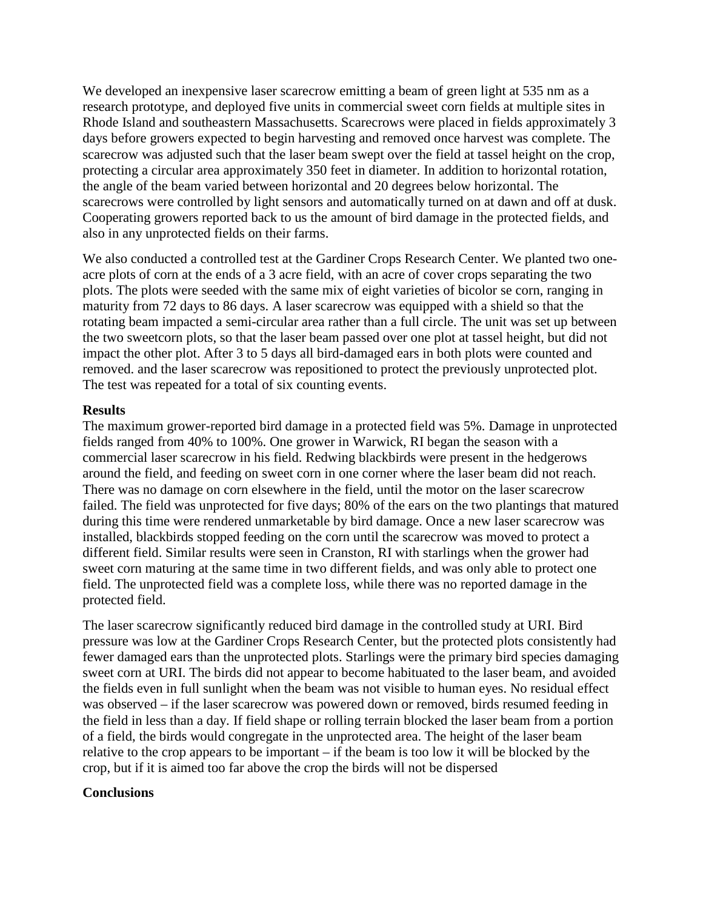We developed an inexpensive laser scarecrow emitting a beam of green light at 535 nm as a research prototype, and deployed five units in commercial sweet corn fields at multiple sites in Rhode Island and southeastern Massachusetts. Scarecrows were placed in fields approximately 3 days before growers expected to begin harvesting and removed once harvest was complete. The scarecrow was adjusted such that the laser beam swept over the field at tassel height on the crop, protecting a circular area approximately 350 feet in diameter. In addition to horizontal rotation, the angle of the beam varied between horizontal and 20 degrees below horizontal. The scarecrows were controlled by light sensors and automatically turned on at dawn and off at dusk. Cooperating growers reported back to us the amount of bird damage in the protected fields, and also in any unprotected fields on their farms.

We also conducted a controlled test at the Gardiner Crops Research Center. We planted two one-acre plots of corn at the ends of a 3 acre field, with an acre of cover crops separating the two plots. The plots were seeded with the same mix of eight varieties of bicolor se corn, ranging in maturity from 72 days to 86 days. A laser scarecrow was equipped with a shield so that the rotating beam impacted a semi-circular area rather than a full circle. The unit was set up between the two sweetcorn plots, so that the laser beam passed over one plot at tassel height, but did not impact the other plot. After 3 to 5 days all bird-damaged ears in both plots were counted and removed. and the laser scarecrow was repositioned to protect the previously unprotected plot. The test was repeated for a total of six counting events.

**Results**

The maximum grower-reported bird damage in a protected field was 5%. Damage in unprotected fields ranged from 40% to 100%. One grower in Warwick, RI began the season with a commercial laser scarecrow in his field. Redwing blackbirds were present in the hedgerows around the field, and feeding on sweet corn in one corner where the laser beam did not reach. There was no damage on corn elsewhere in the field, until the motor on the laser scarecrow failed. The field was unprotected for five days; 80% of the ears on the two plantings that matured during this time were rendered unmarketable by bird damage. Once a new laser scarecrow was installed, blackbirds stopped feeding on the corn until the scarecrow was moved to protect a different field. Similar results were seen in Cranston, RI with starlings when the grower had sweet corn maturing at the same time in two different fields, and was only able to protect one field. The unprotected field was a complete loss, while there was no reported damage in the protected field.

The laser scarecrow significantly reduced bird damage in the controlled study at URI. Bird pressure was low at the Gardiner Crops Research Center, but the protected plots consistently had fewer damaged ears than the unprotected plots. Starlings were the primary bird species damaging sweet corn at URI. The birds did not appear to become habituated to the laser beam, and avoided the fields even in full sunlight when the beam was not visible to human eyes. No residual effect was observed – if the laser scarecrow was powered down or removed, birds resumed feeding in the field in less than a day. If field shape or rolling terrain blocked the laser beam from a portion of a field, the birds would congregate in the unprotected area. The height of the laser beam relative to the crop appears to be important – if the beam is too low it will be blocked by the crop, but if it is aimed too far above the crop the birds will not be dispersed

**Conclusions**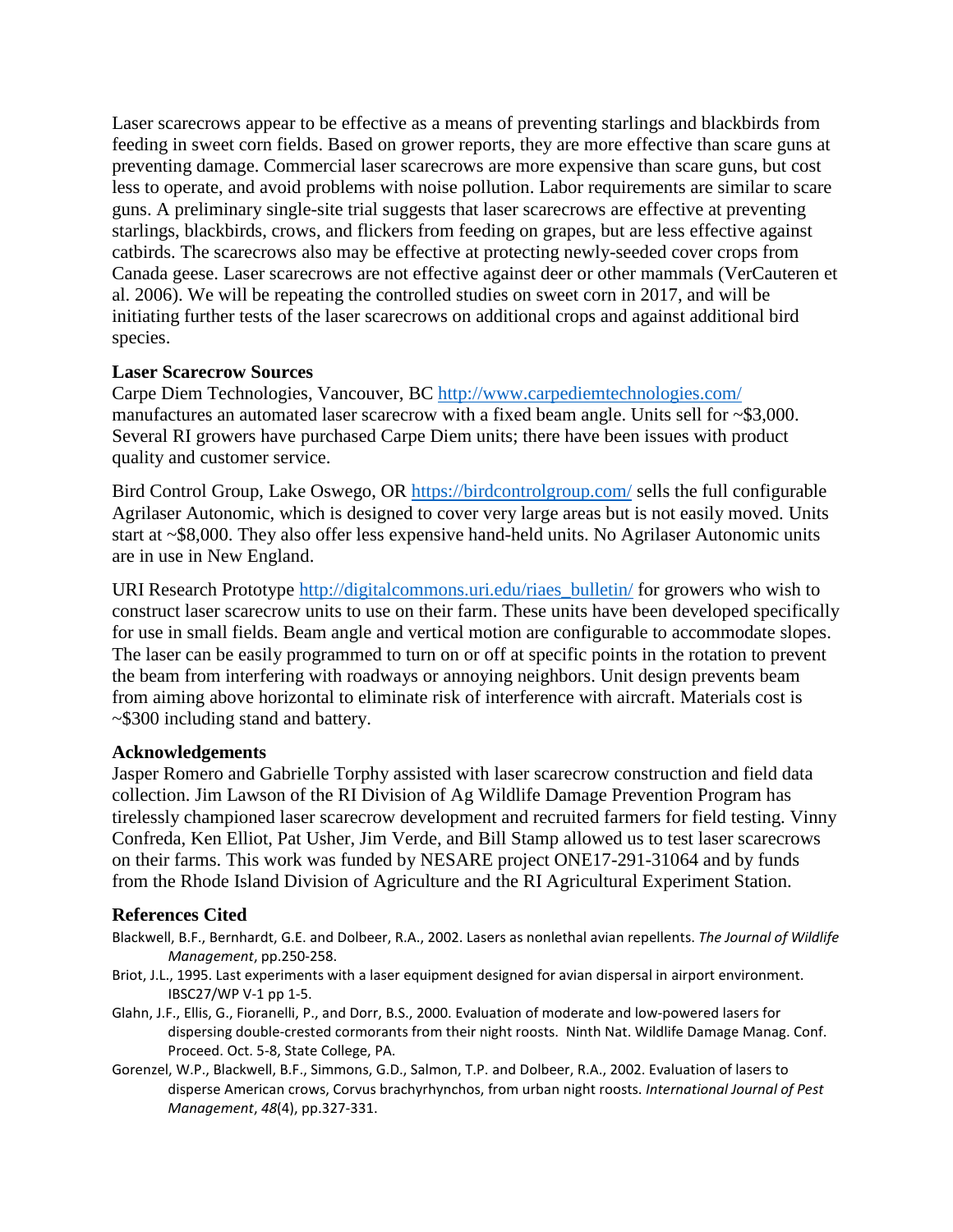Laser scarecrows appear to be effective as a means of preventing starlings and blackbirds from feeding in sweet corn fields. Based on grower reports, they are more effective than scare guns at preventing damage. Commercial laser scarecrows are more expensive than scare guns, but cost less to operate, and avoid problems with noise pollution. Labor requirements are similar to scare guns. A preliminary single-site trial suggests that laser scarecrows are effective at preventing starlings, blackbirds, crows, and flickers from feeding on grapes, but are less effective against catbirds. The scarecrows also may be effective at protecting newly-seeded cover crops from Canada geese. Laser scarecrows are not effective against deer or other mammals (VerCauteren et al. 2006). We will be repeating the controlled studies on sweet corn in 2017, and will be initiating further tests of the laser scarecrows on additional crops and against additional bird species.

### Laser Scarecrow Sources

Carpe Diem Technologies, Vancouver, BC http://www.carpediemtechnologies.com/ manufactures an automated laser scarecrow with a fixed beam angle. Units sell for ~$3,000. Several RI growers have purchased Carpe Diem units; there have been issues with product quality and customer service.

Bird Control Group, Lake Oswego, OR https://birdcontrolgroup.com/ sells the full configurable Agrilaser Autonomic, which is designed to cover very large areas but is not easily moved. Units start at ~$8,000. They also offer less expensive hand-held units. No Agrilaser Autonomic units are in use in New England.

URI Research Prototype http://digitalcommons.uri.edu/riaes_bulletin/ for growers who wish to construct laser scarecrow units to use on their farm. These units have been developed specifically for use in small fields. Beam angle and vertical motion are configurable to accommodate slopes. The laser can be easily programmed to turn on or off at specific points in the rotation to prevent the beam from interfering with roadways or annoying neighbors. Unit design prevents beam from aiming above horizontal to eliminate risk of interference with aircraft. Materials cost is ~$300 including stand and battery.

### Acknowledgements

Jasper Romero and Gabrielle Torphy assisted with laser scarecrow construction and field data collection. Jim Lawson of the RI Division of Ag Wildlife Damage Prevention Program has tirelessly championed laser scarecrow development and recruited farmers for field testing. Vinny Confreda, Ken Elliot, Pat Usher, Jim Verde, and Bill Stamp allowed us to test laser scarecrows on their farms. This work was funded by NESARE project ONE17-291-31064 and by funds from the Rhode Island Division of Agriculture and the RI Agricultural Experiment Station.

### References Cited

Blackwell, B.F., Bernhardt, G.E. and Dolbeer, R.A., 2002. Lasers as nonlethal avian repellents. *The Journal of Wildlife Management*, pp.250-258.

Briot, J.L., 1995. Last experiments with a laser equipment designed for avian dispersal in airport environment. IBSC27/WP V-1 pp 1-5.

Glahn, J.F., Ellis, G., Fioranelli, P., and Dorr, B.S., 2000. Evaluation of moderate and low-powered lasers for dispersing double-crested cormorants from their night roosts. Ninth Nat. Wildlife Damage Manag. Conf. Proceed. Oct. 5-8, State College, PA.

Gorenzel, W.P., Blackwell, B.F., Simmons, G.D., Salmon, T.P. and Dolbeer, R.A., 2002. Evaluation of lasers to disperse American crows, Corvus brachyrhynchos, from urban night roosts. *International Journal of Pest Management*, *48*(4), pp.327-331.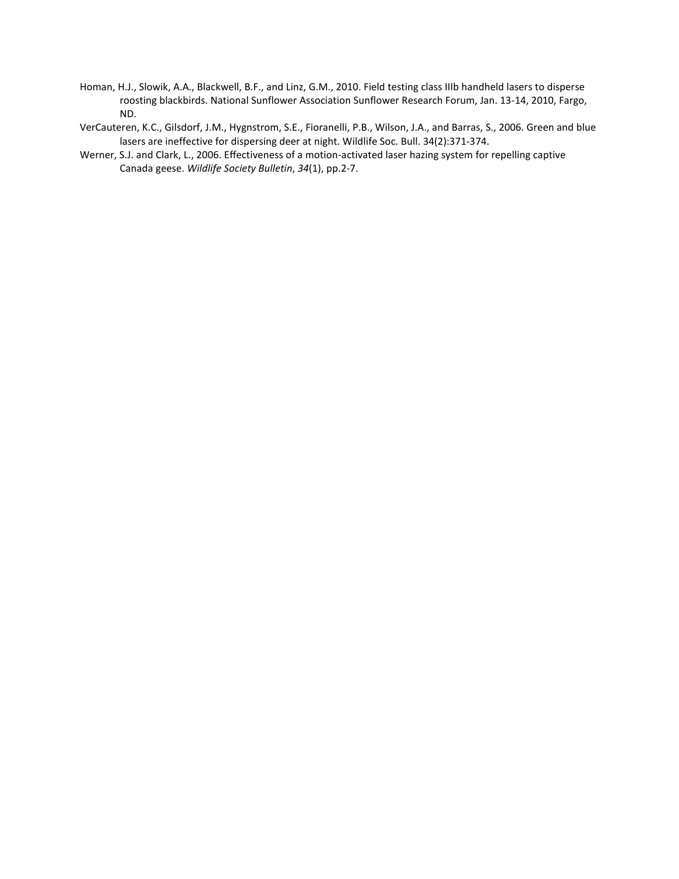Homan, H.J., Slowik, A.A., Blackwell, B.F., and Linz, G.M., 2010. Field testing class IIIb handheld lasers to disperse roosting blackbirds. National Sunflower Association Sunflower Research Forum, Jan. 13-14, 2010, Fargo, ND.

VerCauteren, K.C., Gilsdorf, J.M., Hygnstrom, S.E., Fioranelli, P.B., Wilson, J.A., and Barras, S., 2006. Green and blue lasers are ineffective for dispersing deer at night. Wildlife Soc. Bull. 34(2):371-374.

Werner, S.J. and Clark, L., 2006. Effectiveness of a motion-activated laser hazing system for repelling captive Canada geese. *Wildlife Society Bulletin*, *34*(1), pp.2-7.